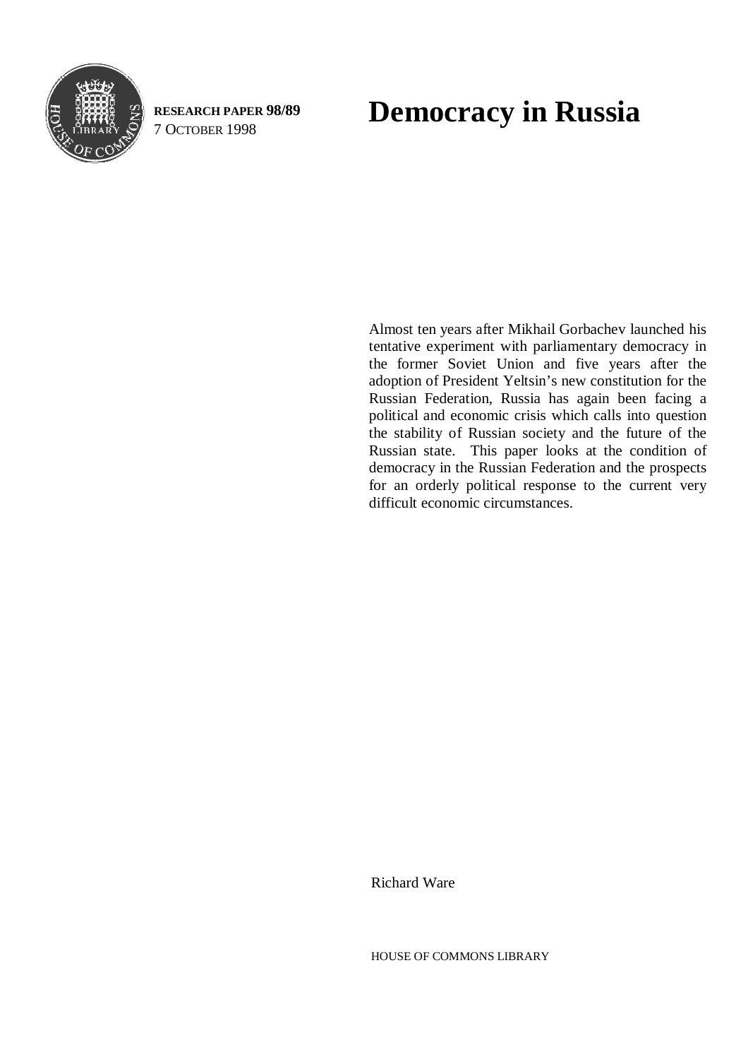RESEARCH PAPER 98/89
7 OCTOBER 1998

# Democracy in Russia

Almost ten years after Mikhail Gorbachev launched his tentative experiment with parliamentary democracy in the former Soviet Union and five years after the adoption of President Yeltsin's new constitution for the Russian Federation, Russia has again been facing a political and economic crisis which calls into question the stability of Russian society and the future of the Russian state. This paper looks at the condition of democracy in the Russian Federation and the prospects for an orderly political response to the current very difficult economic circumstances.

Richard Ware

HOUSE OF COMMONS LIBRARY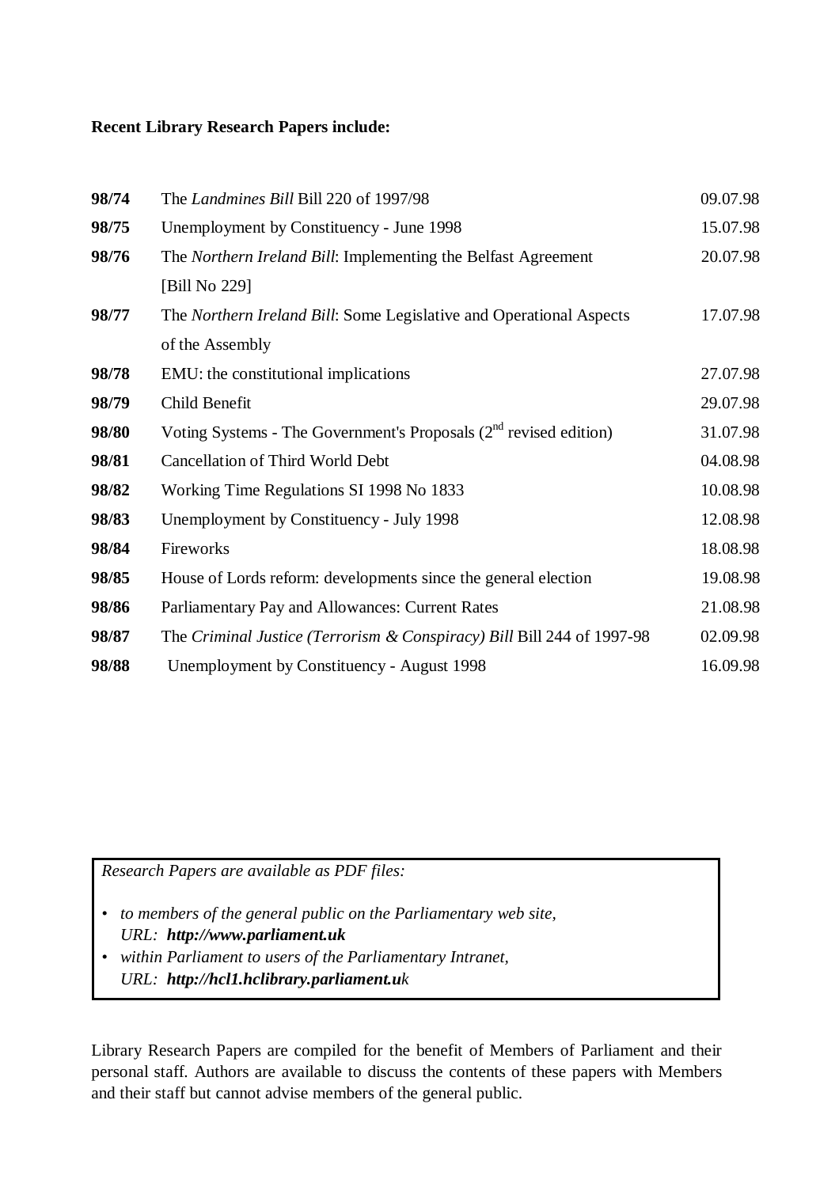**Recent Library Research Papers include:**

| | | |
|---|---|---|
| **98/74** | The *Landmines Bill* Bill 220 of 1997/98 | 09.07.98 |
| **98/75** | Unemployment by Constituency - June 1998 | 15.07.98 |
| **98/76** | The *Northern Ireland Bill*: Implementing the Belfast Agreement [Bill No 229] | 20.07.98 |
| **98/77** | The *Northern Ireland Bill*: Some Legislative and Operational Aspects of the Assembly | 17.07.98 |
| **98/78** | EMU: the constitutional implications | 27.07.98 |
| **98/79** | Child Benefit | 29.07.98 |
| **98/80** | Voting Systems - The Government's Proposals (2nd revised edition) | 31.07.98 |
| **98/81** | Cancellation of Third World Debt | 04.08.98 |
| **98/82** | Working Time Regulations SI 1998 No 1833 | 10.08.98 |
| **98/83** | Unemployment by Constituency - July 1998 | 12.08.98 |
| **98/84** | Fireworks | 18.08.98 |
| **98/85** | House of Lords reform: developments since the general election | 19.08.98 |
| **98/86** | Parliamentary Pay and Allowances: Current Rates | 21.08.98 |
| **98/87** | The *Criminal Justice (Terrorism & Conspiracy) Bill* Bill 244 of 1997-98 | 02.09.98 |
| **98/88** | Unemployment by Constituency - August 1998 | 16.09.98 |

*Research Papers are available as PDF files:*

- *to members of the general public on the Parliamentary web site, URL:* ***http://www.parliament.uk***
- *within Parliament to users of the Parliamentary Intranet, URL:* ***http://hcl1.hclibrary.parliament.uk***

Library Research Papers are compiled for the benefit of Members of Parliament and their personal staff. Authors are available to discuss the contents of these papers with Members and their staff but cannot advise members of the general public.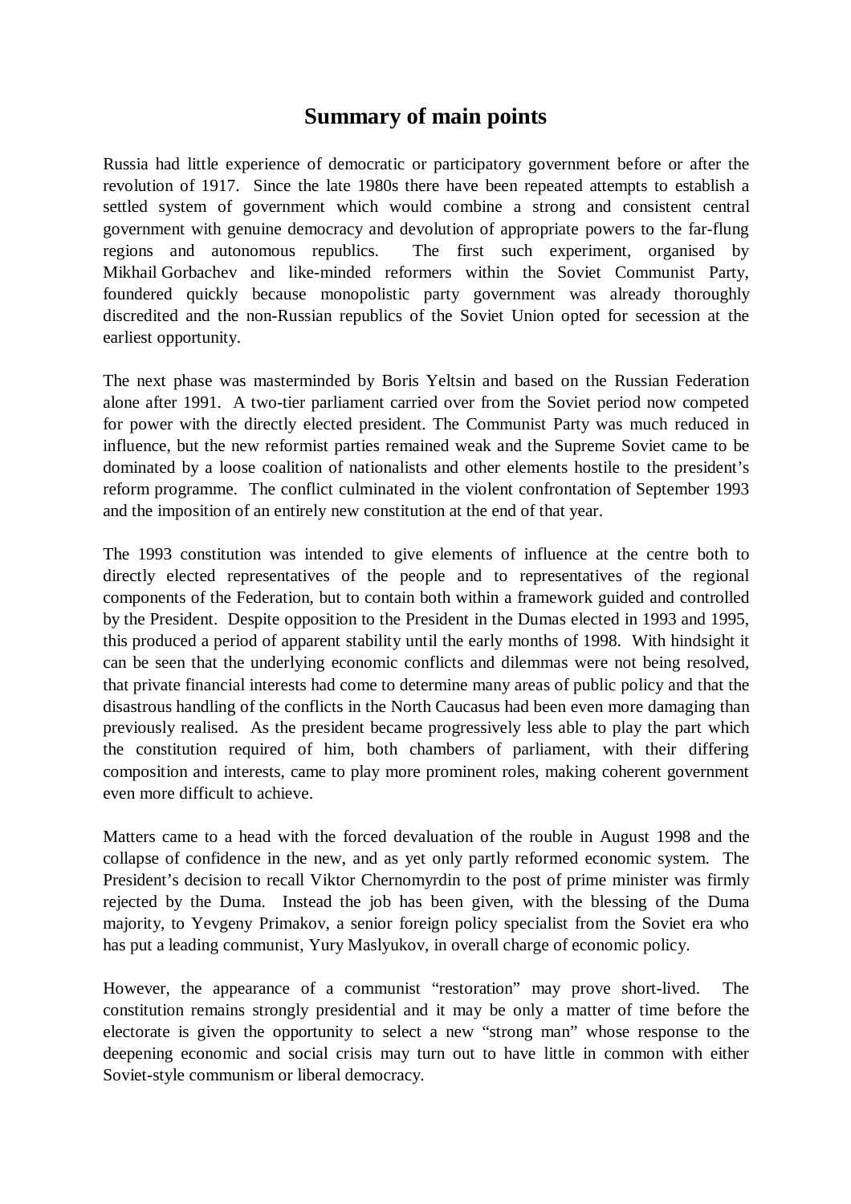# Summary of main points

Russia had little experience of democratic or participatory government before or after the revolution of 1917. Since the late 1980s there have been repeated attempts to establish a settled system of government which would combine a strong and consistent central government with genuine democracy and devolution of appropriate powers to the far-flung regions and autonomous republics. The first such experiment, organised by Mikhail Gorbachev and like-minded reformers within the Soviet Communist Party, foundered quickly because monopolistic party government was already thoroughly discredited and the non-Russian republics of the Soviet Union opted for secession at the earliest opportunity.

The next phase was masterminded by Boris Yeltsin and based on the Russian Federation alone after 1991. A two-tier parliament carried over from the Soviet period now competed for power with the directly elected president. The Communist Party was much reduced in influence, but the new reformist parties remained weak and the Supreme Soviet came to be dominated by a loose coalition of nationalists and other elements hostile to the president's reform programme. The conflict culminated in the violent confrontation of September 1993 and the imposition of an entirely new constitution at the end of that year.

The 1993 constitution was intended to give elements of influence at the centre both to directly elected representatives of the people and to representatives of the regional components of the Federation, but to contain both within a framework guided and controlled by the President. Despite opposition to the President in the Dumas elected in 1993 and 1995, this produced a period of apparent stability until the early months of 1998. With hindsight it can be seen that the underlying economic conflicts and dilemmas were not being resolved, that private financial interests had come to determine many areas of public policy and that the disastrous handling of the conflicts in the North Caucasus had been even more damaging than previously realised. As the president became progressively less able to play the part which the constitution required of him, both chambers of parliament, with their differing composition and interests, came to play more prominent roles, making coherent government even more difficult to achieve.

Matters came to a head with the forced devaluation of the rouble in August 1998 and the collapse of confidence in the new, and as yet only partly reformed economic system. The President's decision to recall Viktor Chernomyrdin to the post of prime minister was firmly rejected by the Duma. Instead the job has been given, with the blessing of the Duma majority, to Yevgeny Primakov, a senior foreign policy specialist from the Soviet era who has put a leading communist, Yury Maslyukov, in overall charge of economic policy.

However, the appearance of a communist "restoration" may prove short-lived. The constitution remains strongly presidential and it may be only a matter of time before the electorate is given the opportunity to select a new "strong man" whose response to the deepening economic and social crisis may turn out to have little in common with either Soviet-style communism or liberal democracy.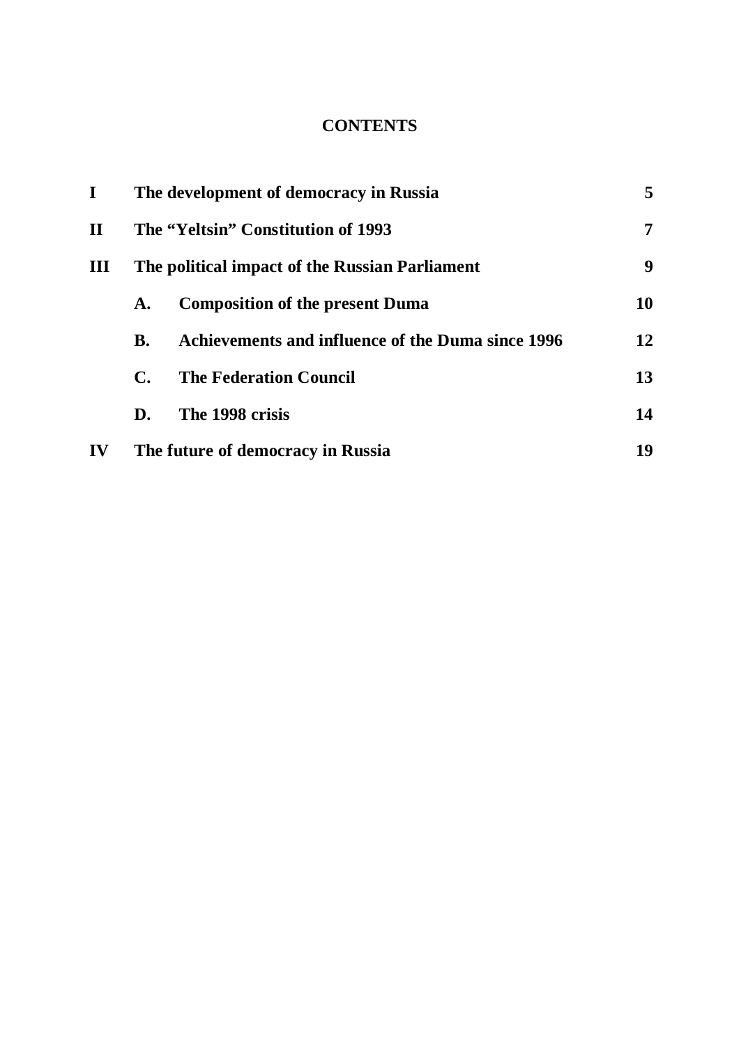# CONTENTS

| | | | |
|---|---|---|---|
| **I** | **The development of democracy in Russia** | | **5** |
| **II** | **The "Yeltsin" Constitution of 1993** | | **7** |
| **III** | **The political impact of the Russian Parliament** | | **9** |
| | **A.** | **Composition of the present Duma** | **10** |
| | **B.** | **Achievements and influence of the Duma since 1996** | **12** |
| | **C.** | **The Federation Council** | **13** |
| | **D.** | **The 1998 crisis** | **14** |
| **IV** | **The future of democracy in Russia** | | **19** |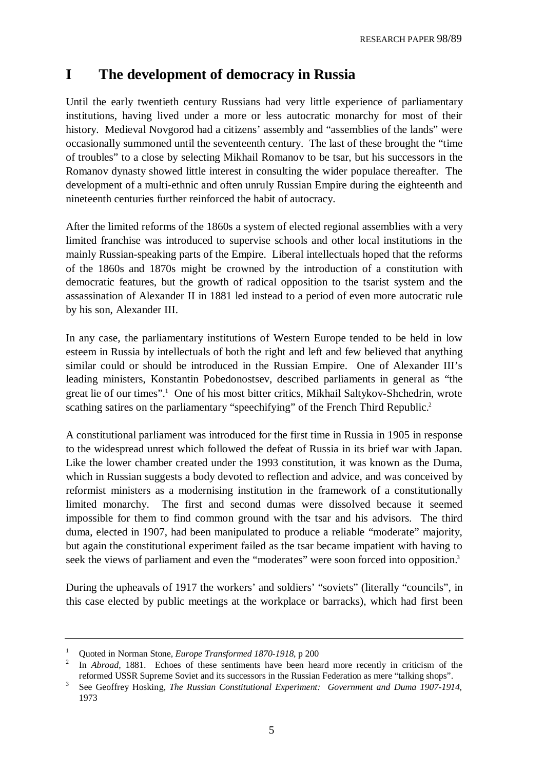# I The development of democracy in Russia

Until the early twentieth century Russians had very little experience of parliamentary institutions, having lived under a more or less autocratic monarchy for most of their history. Medieval Novgorod had a citizens' assembly and "assemblies of the lands" were occasionally summoned until the seventeenth century. The last of these brought the "time of troubles" to a close by selecting Mikhail Romanov to be tsar, but his successors in the Romanov dynasty showed little interest in consulting the wider populace thereafter. The development of a multi-ethnic and often unruly Russian Empire during the eighteenth and nineteenth centuries further reinforced the habit of autocracy.

After the limited reforms of the 1860s a system of elected regional assemblies with a very limited franchise was introduced to supervise schools and other local institutions in the mainly Russian-speaking parts of the Empire. Liberal intellectuals hoped that the reforms of the 1860s and 1870s might be crowned by the introduction of a constitution with democratic features, but the growth of radical opposition to the tsarist system and the assassination of Alexander II in 1881 led instead to a period of even more autocratic rule by his son, Alexander III.

In any case, the parliamentary institutions of Western Europe tended to be held in low esteem in Russia by intellectuals of both the right and left and few believed that anything similar could or should be introduced in the Russian Empire. One of Alexander III's leading ministers, Konstantin Pobedonostsev, described parliaments in general as "the great lie of our times".[1] One of his most bitter critics, Mikhail Saltykov-Shchedrin, wrote scathing satires on the parliamentary "speechifying" of the French Third Republic.[2]

A constitutional parliament was introduced for the first time in Russia in 1905 in response to the widespread unrest which followed the defeat of Russia in its brief war with Japan. Like the lower chamber created under the 1993 constitution, it was known as the Duma, which in Russian suggests a body devoted to reflection and advice, and was conceived by reformist ministers as a modernising institution in the framework of a constitutionally limited monarchy. The first and second dumas were dissolved because it seemed impossible for them to find common ground with the tsar and his advisors. The third duma, elected in 1907, had been manipulated to produce a reliable "moderate" majority, but again the constitutional experiment failed as the tsar became impatient with having to seek the views of parliament and even the "moderates" were soon forced into opposition.[3]

During the upheavals of 1917 the workers' and soldiers' "soviets" (literally "councils", in this case elected by public meetings at the workplace or barracks), which had first been

---

[1] Quoted in Norman Stone, *Europe Transformed 1870-1918*, p 200

[2] In *Abroad*, 1881. Echoes of these sentiments have been heard more recently in criticism of the reformed USSR Supreme Soviet and its successors in the Russian Federation as mere "talking shops".

[3] See Geoffrey Hosking, *The Russian Constitutional Experiment: Government and Duma 1907-1914*, 1973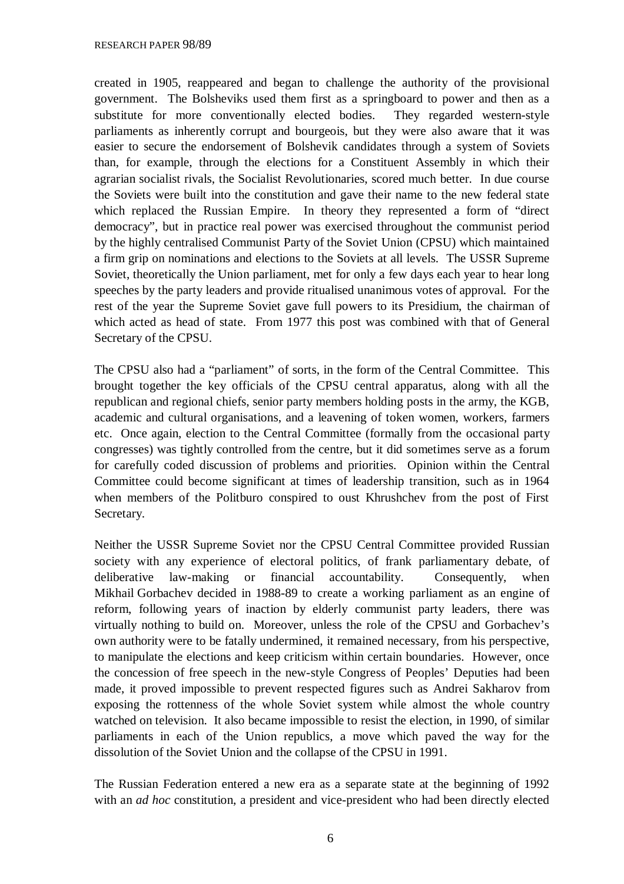created in 1905, reappeared and began to challenge the authority of the provisional government. The Bolsheviks used them first as a springboard to power and then as a substitute for more conventionally elected bodies. They regarded western-style parliaments as inherently corrupt and bourgeois, but they were also aware that it was easier to secure the endorsement of Bolshevik candidates through a system of Soviets than, for example, through the elections for a Constituent Assembly in which their agrarian socialist rivals, the Socialist Revolutionaries, scored much better. In due course the Soviets were built into the constitution and gave their name to the new federal state which replaced the Russian Empire. In theory they represented a form of "direct democracy", but in practice real power was exercised throughout the communist period by the highly centralised Communist Party of the Soviet Union (CPSU) which maintained a firm grip on nominations and elections to the Soviets at all levels. The USSR Supreme Soviet, theoretically the Union parliament, met for only a few days each year to hear long speeches by the party leaders and provide ritualised unanimous votes of approval. For the rest of the year the Supreme Soviet gave full powers to its Presidium, the chairman of which acted as head of state. From 1977 this post was combined with that of General Secretary of the CPSU.

The CPSU also had a "parliament" of sorts, in the form of the Central Committee. This brought together the key officials of the CPSU central apparatus, along with all the republican and regional chiefs, senior party members holding posts in the army, the KGB, academic and cultural organisations, and a leavening of token women, workers, farmers etc. Once again, election to the Central Committee (formally from the occasional party congresses) was tightly controlled from the centre, but it did sometimes serve as a forum for carefully coded discussion of problems and priorities. Opinion within the Central Committee could become significant at times of leadership transition, such as in 1964 when members of the Politburo conspired to oust Khrushchev from the post of First Secretary.

Neither the USSR Supreme Soviet nor the CPSU Central Committee provided Russian society with any experience of electoral politics, of frank parliamentary debate, of deliberative law-making or financial accountability. Consequently, when Mikhail Gorbachev decided in 1988-89 to create a working parliament as an engine of reform, following years of inaction by elderly communist party leaders, there was virtually nothing to build on. Moreover, unless the role of the CPSU and Gorbachev's own authority were to be fatally undermined, it remained necessary, from his perspective, to manipulate the elections and keep criticism within certain boundaries. However, once the concession of free speech in the new-style Congress of Peoples' Deputies had been made, it proved impossible to prevent respected figures such as Andrei Sakharov from exposing the rottenness of the whole Soviet system while almost the whole country watched on television. It also became impossible to resist the election, in 1990, of similar parliaments in each of the Union republics, a move which paved the way for the dissolution of the Soviet Union and the collapse of the CPSU in 1991.

The Russian Federation entered a new era as a separate state at the beginning of 1992 with an *ad hoc* constitution, a president and vice-president who had been directly elected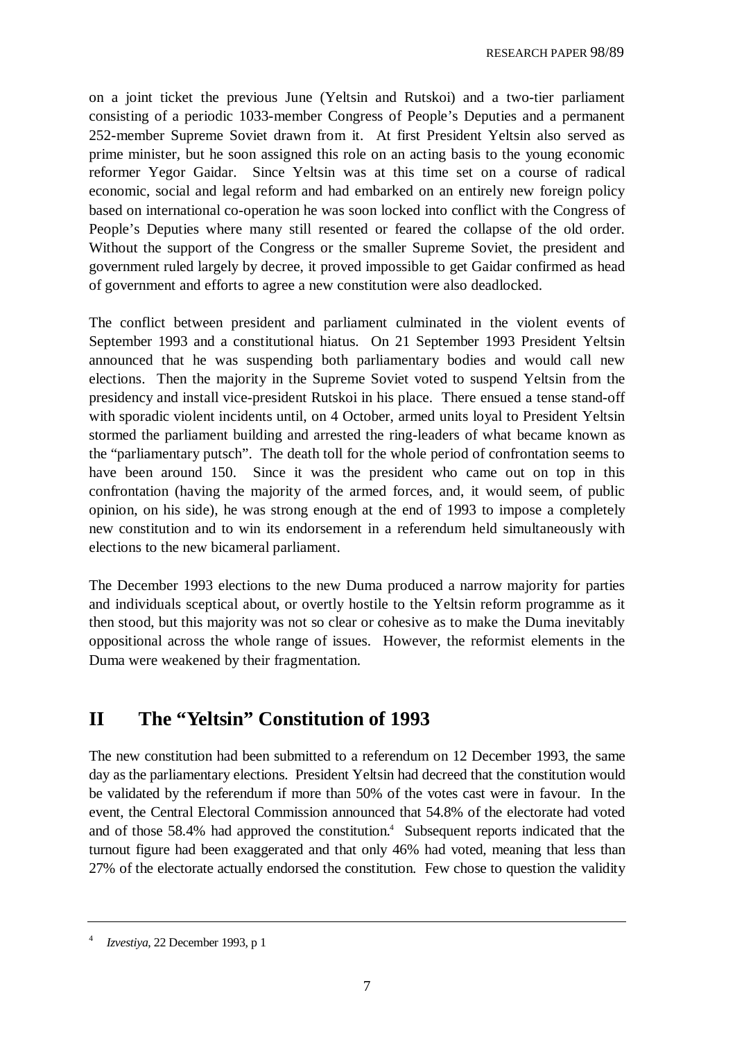on a joint ticket the previous June (Yeltsin and Rutskoi) and a two-tier parliament consisting of a periodic 1033-member Congress of People's Deputies and a permanent 252-member Supreme Soviet drawn from it. At first President Yeltsin also served as prime minister, but he soon assigned this role on an acting basis to the young economic reformer Yegor Gaidar. Since Yeltsin was at this time set on a course of radical economic, social and legal reform and had embarked on an entirely new foreign policy based on international co-operation he was soon locked into conflict with the Congress of People's Deputies where many still resented or feared the collapse of the old order. Without the support of the Congress or the smaller Supreme Soviet, the president and government ruled largely by decree, it proved impossible to get Gaidar confirmed as head of government and efforts to agree a new constitution were also deadlocked.

The conflict between president and parliament culminated in the violent events of September 1993 and a constitutional hiatus. On 21 September 1993 President Yeltsin announced that he was suspending both parliamentary bodies and would call new elections. Then the majority in the Supreme Soviet voted to suspend Yeltsin from the presidency and install vice-president Rutskoi in his place. There ensued a tense stand-off with sporadic violent incidents until, on 4 October, armed units loyal to President Yeltsin stormed the parliament building and arrested the ring-leaders of what became known as the "parliamentary putsch". The death toll for the whole period of confrontation seems to have been around 150. Since it was the president who came out on top in this confrontation (having the majority of the armed forces, and, it would seem, of public opinion, on his side), he was strong enough at the end of 1993 to impose a completely new constitution and to win its endorsement in a referendum held simultaneously with elections to the new bicameral parliament.

The December 1993 elections to the new Duma produced a narrow majority for parties and individuals sceptical about, or overtly hostile to the Yeltsin reform programme as it then stood, but this majority was not so clear or cohesive as to make the Duma inevitably oppositional across the whole range of issues. However, the reformist elements in the Duma were weakened by their fragmentation.

## II The "Yeltsin" Constitution of 1993

The new constitution had been submitted to a referendum on 12 December 1993, the same day as the parliamentary elections. President Yeltsin had decreed that the constitution would be validated by the referendum if more than 50% of the votes cast were in favour. In the event, the Central Electoral Commission announced that 54.8% of the electorate had voted and of those 58.4% had approved the constitution.[4] Subsequent reports indicated that the turnout figure had been exaggerated and that only 46% had voted, meaning that less than 27% of the electorate actually endorsed the constitution. Few chose to question the validity

---

[4] *Izvestiya*, 22 December 1993, p 1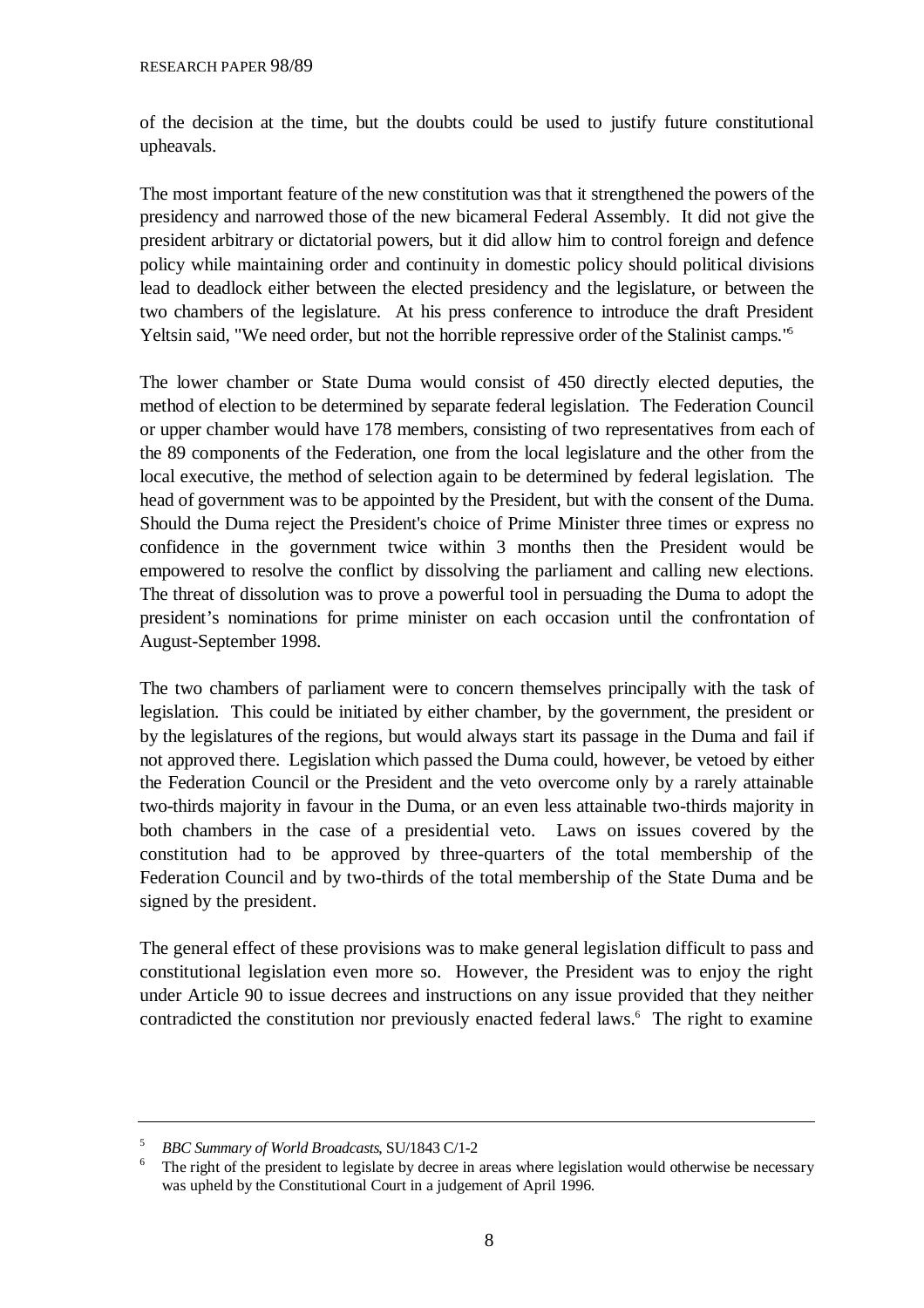of the decision at the time, but the doubts could be used to justify future constitutional upheavals.

The most important feature of the new constitution was that it strengthened the powers of the presidency and narrowed those of the new bicameral Federal Assembly. It did not give the president arbitrary or dictatorial powers, but it did allow him to control foreign and defence policy while maintaining order and continuity in domestic policy should political divisions lead to deadlock either between the elected presidency and the legislature, or between the two chambers of the legislature. At his press conference to introduce the draft President Yeltsin said, "We need order, but not the horrible repressive order of the Stalinist camps."[5]

The lower chamber or State Duma would consist of 450 directly elected deputies, the method of election to be determined by separate federal legislation. The Federation Council or upper chamber would have 178 members, consisting of two representatives from each of the 89 components of the Federation, one from the local legislature and the other from the local executive, the method of selection again to be determined by federal legislation. The head of government was to be appointed by the President, but with the consent of the Duma. Should the Duma reject the President's choice of Prime Minister three times or express no confidence in the government twice within 3 months then the President would be empowered to resolve the conflict by dissolving the parliament and calling new elections. The threat of dissolution was to prove a powerful tool in persuading the Duma to adopt the president's nominations for prime minister on each occasion until the confrontation of August-September 1998.

The two chambers of parliament were to concern themselves principally with the task of legislation. This could be initiated by either chamber, by the government, the president or by the legislatures of the regions, but would always start its passage in the Duma and fail if not approved there. Legislation which passed the Duma could, however, be vetoed by either the Federation Council or the President and the veto overcome only by a rarely attainable two-thirds majority in favour in the Duma, or an even less attainable two-thirds majority in both chambers in the case of a presidential veto. Laws on issues covered by the constitution had to be approved by three-quarters of the total membership of the Federation Council and by two-thirds of the total membership of the State Duma and be signed by the president.

The general effect of these provisions was to make general legislation difficult to pass and constitutional legislation even more so. However, the President was to enjoy the right under Article 90 to issue decrees and instructions on any issue provided that they neither contradicted the constitution nor previously enacted federal laws.[6] The right to examine

---

[5] *BBC Summary of World Broadcasts*, SU/1843 C/1-2

[6] The right of the president to legislate by decree in areas where legislation would otherwise be necessary was upheld by the Constitutional Court in a judgement of April 1996.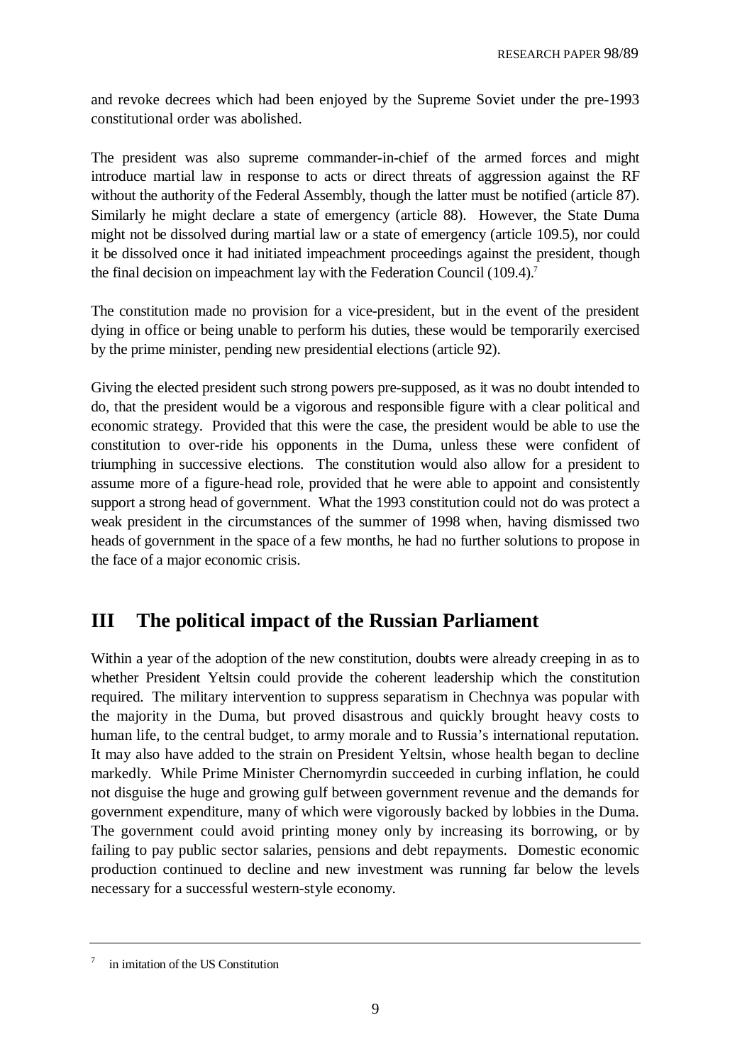and revoke decrees which had been enjoyed by the Supreme Soviet under the pre-1993 constitutional order was abolished.

The president was also supreme commander-in-chief of the armed forces and might introduce martial law in response to acts or direct threats of aggression against the RF without the authority of the Federal Assembly, though the latter must be notified (article 87). Similarly he might declare a state of emergency (article 88). However, the State Duma might not be dissolved during martial law or a state of emergency (article 109.5), nor could it be dissolved once it had initiated impeachment proceedings against the president, though the final decision on impeachment lay with the Federation Council (109.4).[7]

The constitution made no provision for a vice-president, but in the event of the president dying in office or being unable to perform his duties, these would be temporarily exercised by the prime minister, pending new presidential elections (article 92).

Giving the elected president such strong powers pre-supposed, as it was no doubt intended to do, that the president would be a vigorous and responsible figure with a clear political and economic strategy. Provided that this were the case, the president would be able to use the constitution to over-ride his opponents in the Duma, unless these were confident of triumphing in successive elections. The constitution would also allow for a president to assume more of a figure-head role, provided that he were able to appoint and consistently support a strong head of government. What the 1993 constitution could not do was protect a weak president in the circumstances of the summer of 1998 when, having dismissed two heads of government in the space of a few months, he had no further solutions to propose in the face of a major economic crisis.

# III The political impact of the Russian Parliament

Within a year of the adoption of the new constitution, doubts were already creeping in as to whether President Yeltsin could provide the coherent leadership which the constitution required. The military intervention to suppress separatism in Chechnya was popular with the majority in the Duma, but proved disastrous and quickly brought heavy costs to human life, to the central budget, to army morale and to Russia's international reputation. It may also have added to the strain on President Yeltsin, whose health began to decline markedly. While Prime Minister Chernomyrdin succeeded in curbing inflation, he could not disguise the huge and growing gulf between government revenue and the demands for government expenditure, many of which were vigorously backed by lobbies in the Duma. The government could avoid printing money only by increasing its borrowing, or by failing to pay public sector salaries, pensions and debt repayments. Domestic economic production continued to decline and new investment was running far below the levels necessary for a successful western-style economy.

---

[7] in imitation of the US Constitution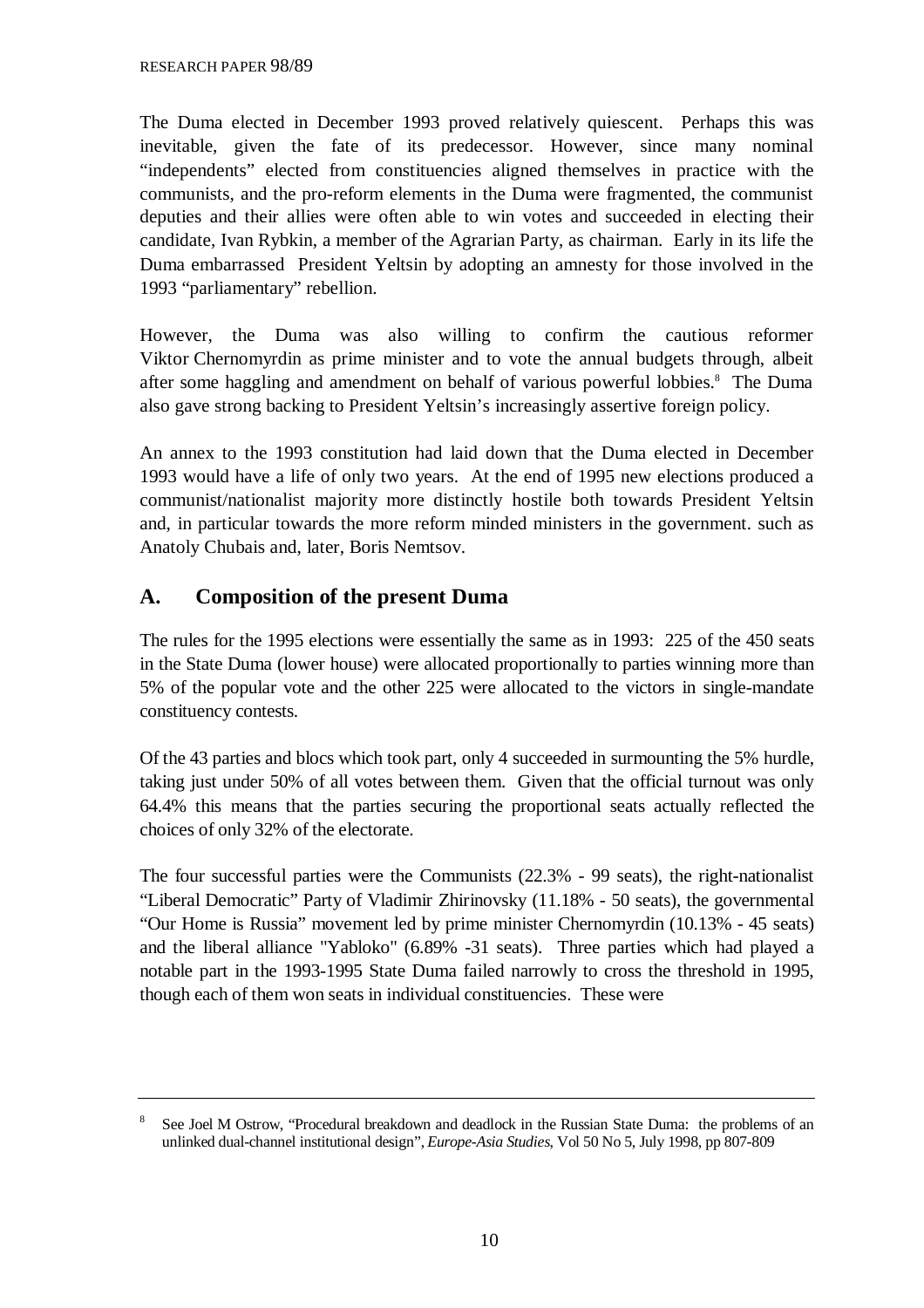The Duma elected in December 1993 proved relatively quiescent. Perhaps this was inevitable, given the fate of its predecessor. However, since many nominal "independents" elected from constituencies aligned themselves in practice with the communists, and the pro-reform elements in the Duma were fragmented, the communist deputies and their allies were often able to win votes and succeeded in electing their candidate, Ivan Rybkin, a member of the Agrarian Party, as chairman. Early in its life the Duma embarrassed President Yeltsin by adopting an amnesty for those involved in the 1993 "parliamentary" rebellion.

However, the Duma was also willing to confirm the cautious reformer Viktor Chernomyrdin as prime minister and to vote the annual budgets through, albeit after some haggling and amendment on behalf of various powerful lobbies.[8] The Duma also gave strong backing to President Yeltsin's increasingly assertive foreign policy.

An annex to the 1993 constitution had laid down that the Duma elected in December 1993 would have a life of only two years. At the end of 1995 new elections produced a communist/nationalist majority more distinctly hostile both towards President Yeltsin and, in particular towards the more reform minded ministers in the government. such as Anatoly Chubais and, later, Boris Nemtsov.

## A. Composition of the present Duma

The rules for the 1995 elections were essentially the same as in 1993: 225 of the 450 seats in the State Duma (lower house) were allocated proportionally to parties winning more than 5% of the popular vote and the other 225 were allocated to the victors in single-mandate constituency contests.

Of the 43 parties and blocs which took part, only 4 succeeded in surmounting the 5% hurdle, taking just under 50% of all votes between them. Given that the official turnout was only 64.4% this means that the parties securing the proportional seats actually reflected the choices of only 32% of the electorate.

The four successful parties were the Communists (22.3% - 99 seats), the right-nationalist "Liberal Democratic" Party of Vladimir Zhirinovsky (11.18% - 50 seats), the governmental "Our Home is Russia" movement led by prime minister Chernomyrdin (10.13% - 45 seats) and the liberal alliance "Yabloko" (6.89% -31 seats). Three parties which had played a notable part in the 1993-1995 State Duma failed narrowly to cross the threshold in 1995, though each of them won seats in individual constituencies. These were

---

[8] See Joel M Ostrow, "Procedural breakdown and deadlock in the Russian State Duma: the problems of an unlinked dual-channel institutional design", *Europe-Asia Studies*, Vol 50 No 5, July 1998, pp 807-809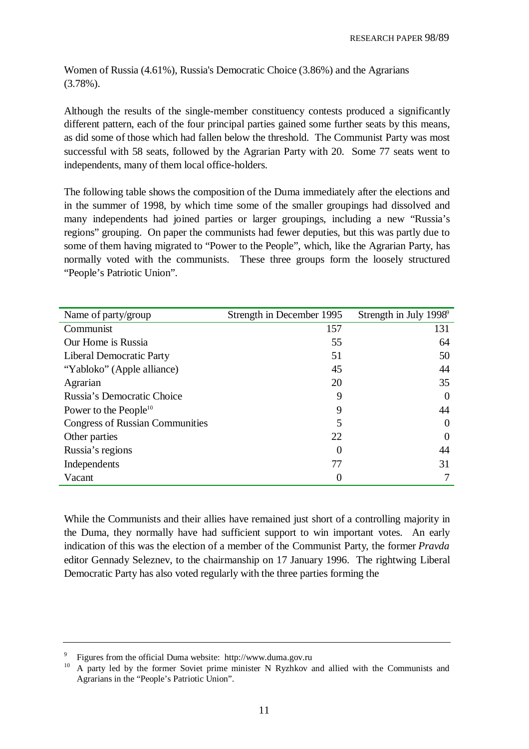Women of Russia (4.61%), Russia's Democratic Choice (3.86%) and the Agrarians (3.78%).

Although the results of the single-member constituency contests produced a significantly different pattern, each of the four principal parties gained some further seats by this means, as did some of those which had fallen below the threshold. The Communist Party was most successful with 58 seats, followed by the Agrarian Party with 20. Some 77 seats went to independents, many of them local office-holders.

The following table shows the composition of the Duma immediately after the elections and in the summer of 1998, by which time some of the smaller groupings had dissolved and many independents had joined parties or larger groupings, including a new "Russia's regions" grouping. On paper the communists had fewer deputies, but this was partly due to some of them having migrated to "Power to the People", which, like the Agrarian Party, has normally voted with the communists. These three groups form the loosely structured "People's Patriotic Union".

| Name of party/group | Strength in December 1995 | Strength in July 1998[9] |
|---|---:|---:|
| Communist | 157 | 131 |
| Our Home is Russia | 55 | 64 |
| Liberal Democratic Party | 51 | 50 |
| "Yabloko" (Apple alliance) | 45 | 44 |
| Agrarian | 20 | 35 |
| Russia's Democratic Choice | 9 | 0 |
| Power to the People[10] | 9 | 44 |
| Congress of Russian Communities | 5 | 0 |
| Other parties | 22 | 0 |
| Russia's regions | 0 | 44 |
| Independents | 77 | 31 |
| Vacant | 0 | 7 |

While the Communists and their allies have remained just short of a controlling majority in the Duma, they normally have had sufficient support to win important votes. An early indication of this was the election of a member of the Communist Party, the former *Pravda* editor Gennady Seleznev, to the chairmanship on 17 January 1996. The rightwing Liberal Democratic Party has also voted regularly with the three parties forming the

[9] Figures from the official Duma website: http://www.duma.gov.ru

[10] A party led by the former Soviet prime minister N Ryzhkov and allied with the Communists and Agrarians in the "People's Patriotic Union".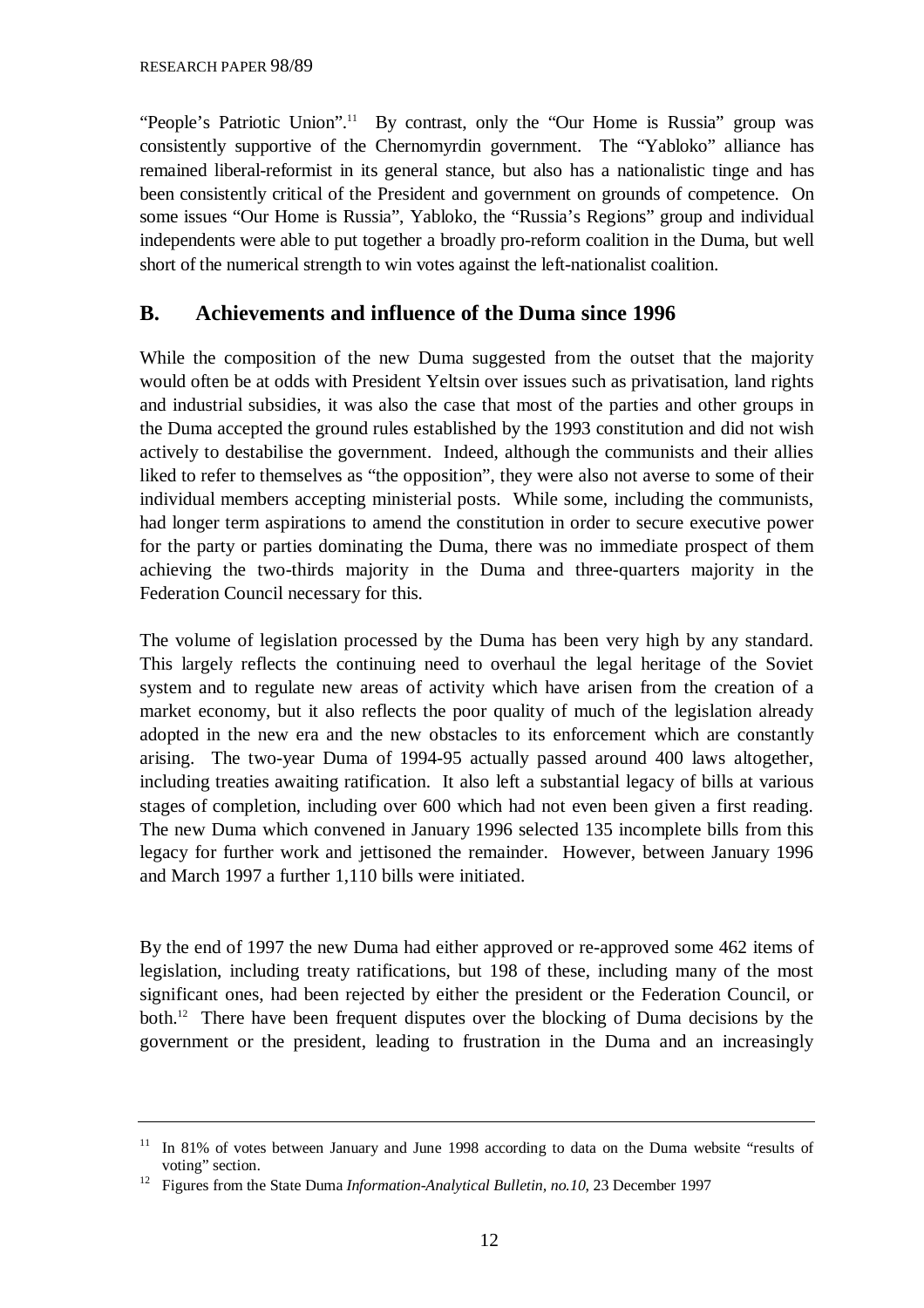"People's Patriotic Union".[11] By contrast, only the "Our Home is Russia" group was consistently supportive of the Chernomyrdin government. The "Yabloko" alliance has remained liberal-reformist in its general stance, but also has a nationalistic tinge and has been consistently critical of the President and government on grounds of competence. On some issues "Our Home is Russia", Yabloko, the "Russia's Regions" group and individual independents were able to put together a broadly pro-reform coalition in the Duma, but well short of the numerical strength to win votes against the left-nationalist coalition.

## B. Achievements and influence of the Duma since 1996

While the composition of the new Duma suggested from the outset that the majority would often be at odds with President Yeltsin over issues such as privatisation, land rights and industrial subsidies, it was also the case that most of the parties and other groups in the Duma accepted the ground rules established by the 1993 constitution and did not wish actively to destabilise the government. Indeed, although the communists and their allies liked to refer to themselves as "the opposition", they were also not averse to some of their individual members accepting ministerial posts. While some, including the communists, had longer term aspirations to amend the constitution in order to secure executive power for the party or parties dominating the Duma, there was no immediate prospect of them achieving the two-thirds majority in the Duma and three-quarters majority in the Federation Council necessary for this.

The volume of legislation processed by the Duma has been very high by any standard. This largely reflects the continuing need to overhaul the legal heritage of the Soviet system and to regulate new areas of activity which have arisen from the creation of a market economy, but it also reflects the poor quality of much of the legislation already adopted in the new era and the new obstacles to its enforcement which are constantly arising. The two-year Duma of 1994-95 actually passed around 400 laws altogether, including treaties awaiting ratification. It also left a substantial legacy of bills at various stages of completion, including over 600 which had not even been given a first reading. The new Duma which convened in January 1996 selected 135 incomplete bills from this legacy for further work and jettisoned the remainder. However, between January 1996 and March 1997 a further 1,110 bills were initiated.

By the end of 1997 the new Duma had either approved or re-approved some 462 items of legislation, including treaty ratifications, but 198 of these, including many of the most significant ones, had been rejected by either the president or the Federation Council, or both.[12] There have been frequent disputes over the blocking of Duma decisions by the government or the president, leading to frustration in the Duma and an increasingly

---

[11] In 81% of votes between January and June 1998 according to data on the Duma website "results of voting" section.

[12] Figures from the State Duma *Information-Analytical Bulletin, no.10,* 23 December 1997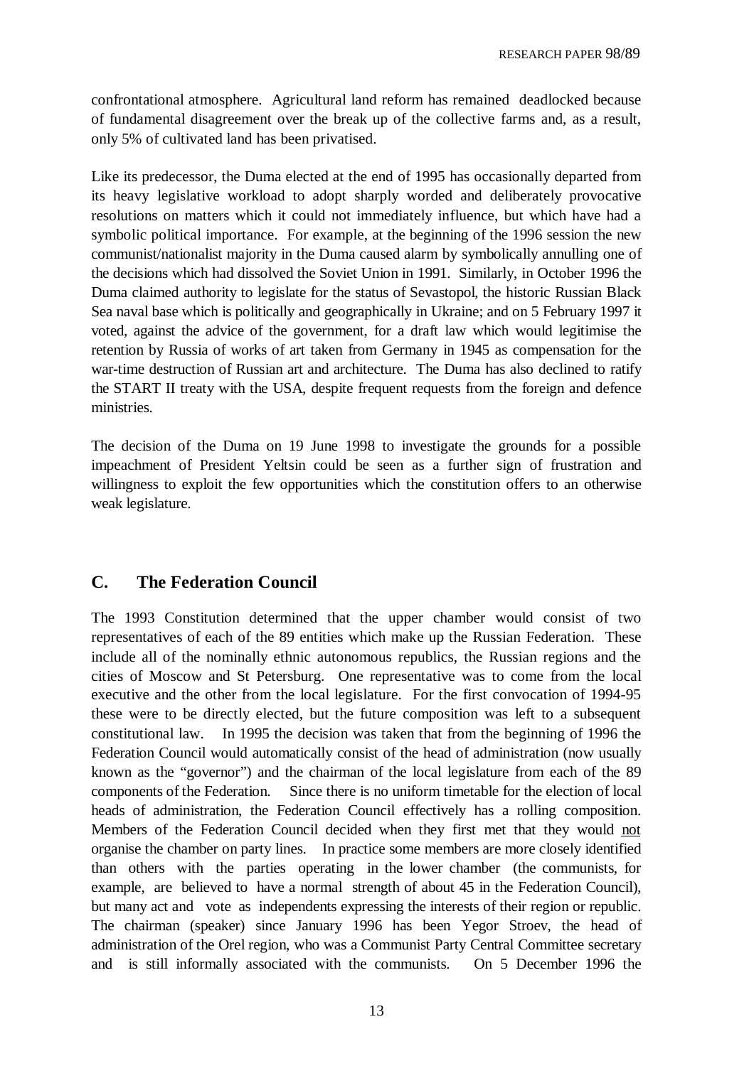confrontational atmosphere. Agricultural land reform has remained deadlocked because of fundamental disagreement over the break up of the collective farms and, as a result, only 5% of cultivated land has been privatised.

Like its predecessor, the Duma elected at the end of 1995 has occasionally departed from its heavy legislative workload to adopt sharply worded and deliberately provocative resolutions on matters which it could not immediately influence, but which have had a symbolic political importance. For example, at the beginning of the 1996 session the new communist/nationalist majority in the Duma caused alarm by symbolically annulling one of the decisions which had dissolved the Soviet Union in 1991. Similarly, in October 1996 the Duma claimed authority to legislate for the status of Sevastopol, the historic Russian Black Sea naval base which is politically and geographically in Ukraine; and on 5 February 1997 it voted, against the advice of the government, for a draft law which would legitimise the retention by Russia of works of art taken from Germany in 1945 as compensation for the war-time destruction of Russian art and architecture. The Duma has also declined to ratify the START II treaty with the USA, despite frequent requests from the foreign and defence ministries.

The decision of the Duma on 19 June 1998 to investigate the grounds for a possible impeachment of President Yeltsin could be seen as a further sign of frustration and willingness to exploit the few opportunities which the constitution offers to an otherwise weak legislature.

## C. The Federation Council

The 1993 Constitution determined that the upper chamber would consist of two representatives of each of the 89 entities which make up the Russian Federation. These include all of the nominally ethnic autonomous republics, the Russian regions and the cities of Moscow and St Petersburg. One representative was to come from the local executive and the other from the local legislature. For the first convocation of 1994-95 these were to be directly elected, but the future composition was left to a subsequent constitutional law. In 1995 the decision was taken that from the beginning of 1996 the Federation Council would automatically consist of the head of administration (now usually known as the "governor") and the chairman of the local legislature from each of the 89 components of the Federation. Since there is no uniform timetable for the election of local heads of administration, the Federation Council effectively has a rolling composition. Members of the Federation Council decided when they first met that they would not organise the chamber on party lines. In practice some members are more closely identified than others with the parties operating in the lower chamber (the communists, for example, are believed to have a normal strength of about 45 in the Federation Council), but many act and vote as independents expressing the interests of their region or republic. The chairman (speaker) since January 1996 has been Yegor Stroev, the head of administration of the Orel region, who was a Communist Party Central Committee secretary and is still informally associated with the communists. On 5 December 1996 the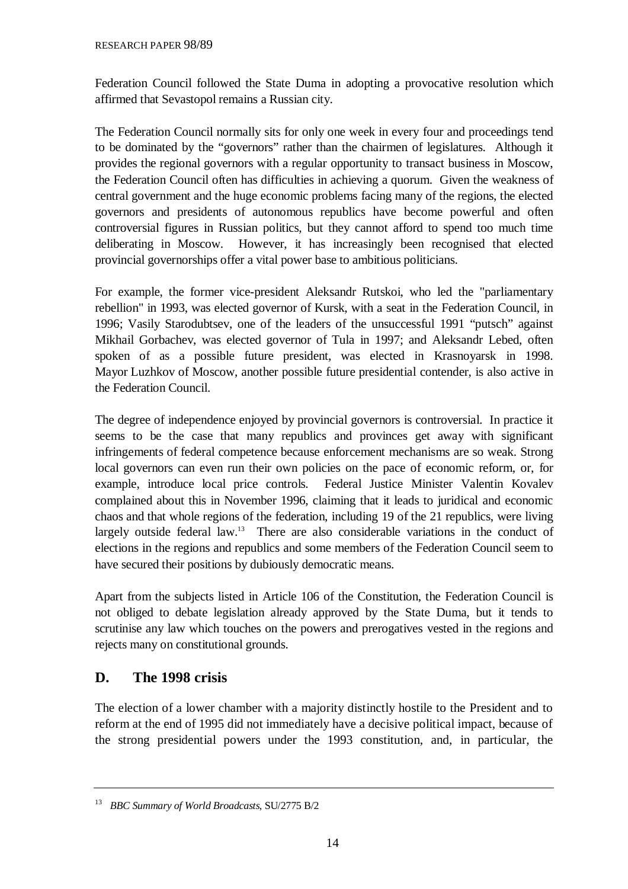Federation Council followed the State Duma in adopting a provocative resolution which affirmed that Sevastopol remains a Russian city.

The Federation Council normally sits for only one week in every four and proceedings tend to be dominated by the "governors" rather than the chairmen of legislatures. Although it provides the regional governors with a regular opportunity to transact business in Moscow, the Federation Council often has difficulties in achieving a quorum. Given the weakness of central government and the huge economic problems facing many of the regions, the elected governors and presidents of autonomous republics have become powerful and often controversial figures in Russian politics, but they cannot afford to spend too much time deliberating in Moscow. However, it has increasingly been recognised that elected provincial governorships offer a vital power base to ambitious politicians.

For example, the former vice-president Aleksandr Rutskoi, who led the "parliamentary rebellion" in 1993, was elected governor of Kursk, with a seat in the Federation Council, in 1996; Vasily Starodubtsev, one of the leaders of the unsuccessful 1991 "putsch" against Mikhail Gorbachev, was elected governor of Tula in 1997; and Aleksandr Lebed, often spoken of as a possible future president, was elected in Krasnoyarsk in 1998. Mayor Luzhkov of Moscow, another possible future presidential contender, is also active in the Federation Council.

The degree of independence enjoyed by provincial governors is controversial. In practice it seems to be the case that many republics and provinces get away with significant infringements of federal competence because enforcement mechanisms are so weak. Strong local governors can even run their own policies on the pace of economic reform, or, for example, introduce local price controls. Federal Justice Minister Valentin Kovalev complained about this in November 1996, claiming that it leads to juridical and economic chaos and that whole regions of the federation, including 19 of the 21 republics, were living largely outside federal law.[13] There are also considerable variations in the conduct of elections in the regions and republics and some members of the Federation Council seem to have secured their positions by dubiously democratic means.

Apart from the subjects listed in Article 106 of the Constitution, the Federation Council is not obliged to debate legislation already approved by the State Duma, but it tends to scrutinise any law which touches on the powers and prerogatives vested in the regions and rejects many on constitutional grounds.

## D. The 1998 crisis

The election of a lower chamber with a majority distinctly hostile to the President and to reform at the end of 1995 did not immediately have a decisive political impact, because of the strong presidential powers under the 1993 constitution, and, in particular, the

---

[13] *BBC Summary of World Broadcasts*, SU/2775 B/2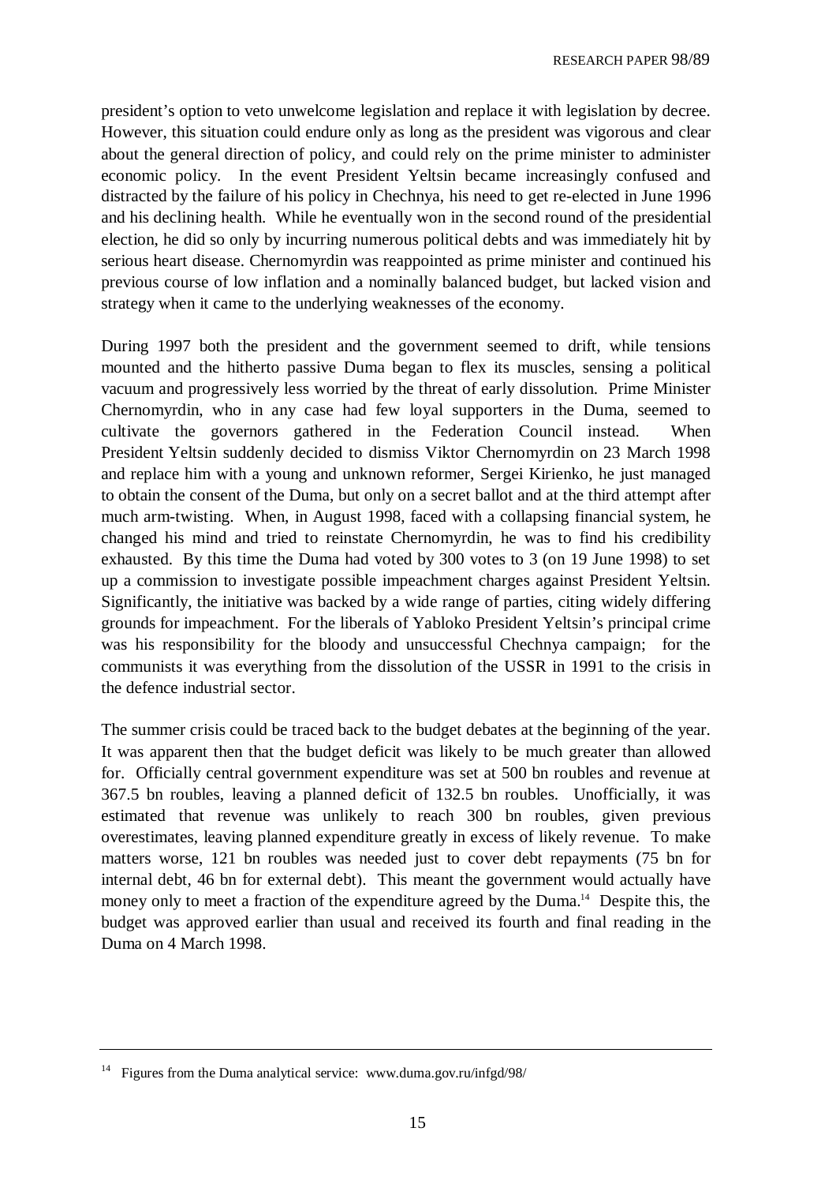president's option to veto unwelcome legislation and replace it with legislation by decree. However, this situation could endure only as long as the president was vigorous and clear about the general direction of policy, and could rely on the prime minister to administer economic policy. In the event President Yeltsin became increasingly confused and distracted by the failure of his policy in Chechnya, his need to get re-elected in June 1996 and his declining health. While he eventually won in the second round of the presidential election, he did so only by incurring numerous political debts and was immediately hit by serious heart disease. Chernomyrdin was reappointed as prime minister and continued his previous course of low inflation and a nominally balanced budget, but lacked vision and strategy when it came to the underlying weaknesses of the economy.

During 1997 both the president and the government seemed to drift, while tensions mounted and the hitherto passive Duma began to flex its muscles, sensing a political vacuum and progressively less worried by the threat of early dissolution. Prime Minister Chernomyrdin, who in any case had few loyal supporters in the Duma, seemed to cultivate the governors gathered in the Federation Council instead. When President Yeltsin suddenly decided to dismiss Viktor Chernomyrdin on 23 March 1998 and replace him with a young and unknown reformer, Sergei Kirienko, he just managed to obtain the consent of the Duma, but only on a secret ballot and at the third attempt after much arm-twisting. When, in August 1998, faced with a collapsing financial system, he changed his mind and tried to reinstate Chernomyrdin, he was to find his credibility exhausted. By this time the Duma had voted by 300 votes to 3 (on 19 June 1998) to set up a commission to investigate possible impeachment charges against President Yeltsin. Significantly, the initiative was backed by a wide range of parties, citing widely differing grounds for impeachment. For the liberals of Yabloko President Yeltsin's principal crime was his responsibility for the bloody and unsuccessful Chechnya campaign; for the communists it was everything from the dissolution of the USSR in 1991 to the crisis in the defence industrial sector.

The summer crisis could be traced back to the budget debates at the beginning of the year. It was apparent then that the budget deficit was likely to be much greater than allowed for. Officially central government expenditure was set at 500 bn roubles and revenue at 367.5 bn roubles, leaving a planned deficit of 132.5 bn roubles. Unofficially, it was estimated that revenue was unlikely to reach 300 bn roubles, given previous overestimates, leaving planned expenditure greatly in excess of likely revenue. To make matters worse, 121 bn roubles was needed just to cover debt repayments (75 bn for internal debt, 46 bn for external debt). This meant the government would actually have money only to meet a fraction of the expenditure agreed by the Duma.[14] Despite this, the budget was approved earlier than usual and received its fourth and final reading in the Duma on 4 March 1998.

---

[14] Figures from the Duma analytical service: www.duma.gov.ru/infgd/98/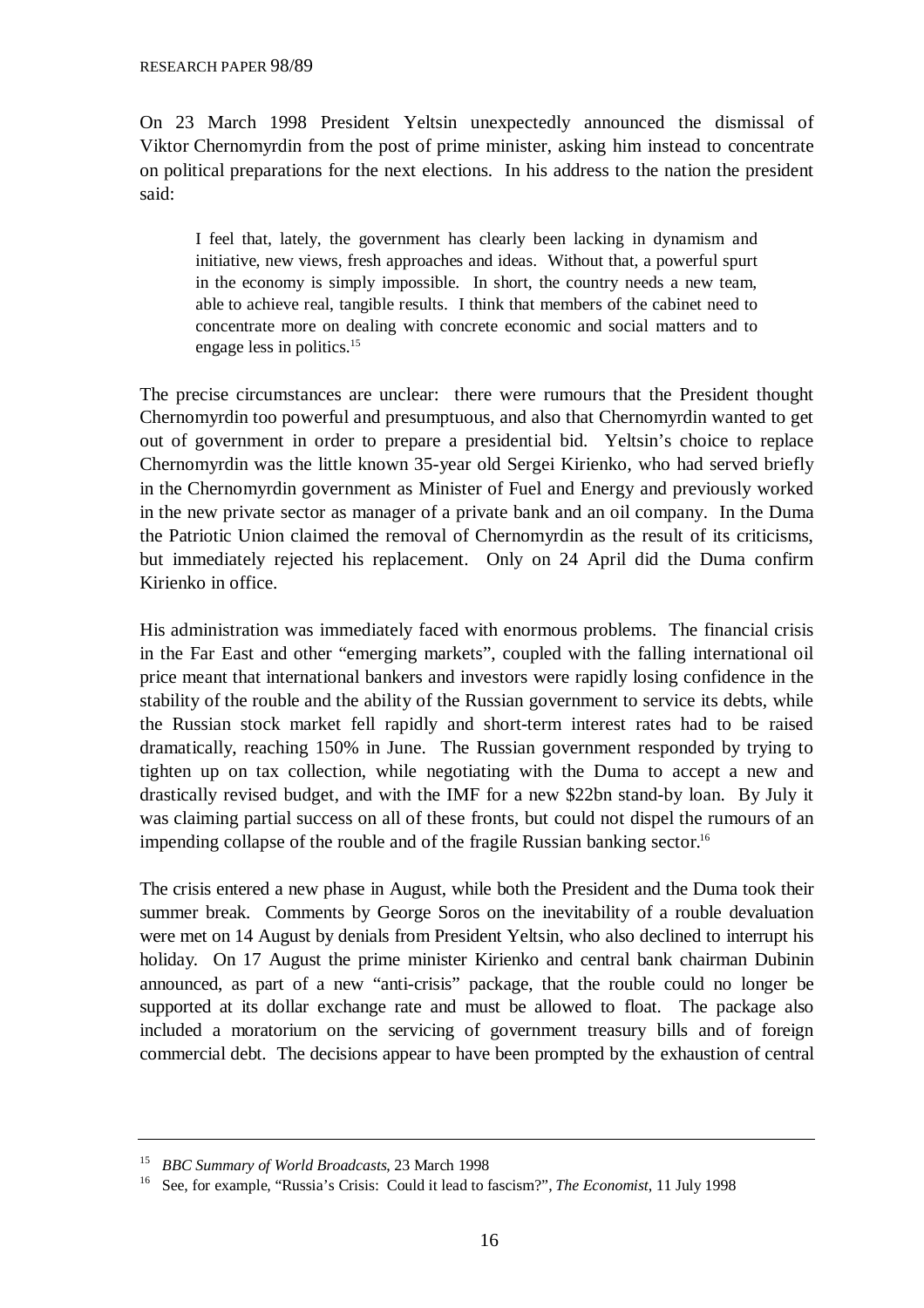On 23 March 1998 President Yeltsin unexpectedly announced the dismissal of Viktor Chernomyrdin from the post of prime minister, asking him instead to concentrate on political preparations for the next elections. In his address to the nation the president said:

> I feel that, lately, the government has clearly been lacking in dynamism and initiative, new views, fresh approaches and ideas. Without that, a powerful spurt in the economy is simply impossible. In short, the country needs a new team, able to achieve real, tangible results. I think that members of the cabinet need to concentrate more on dealing with concrete economic and social matters and to engage less in politics.[15]

The precise circumstances are unclear: there were rumours that the President thought Chernomyrdin too powerful and presumptuous, and also that Chernomyrdin wanted to get out of government in order to prepare a presidential bid. Yeltsin's choice to replace Chernomyrdin was the little known 35-year old Sergei Kirienko, who had served briefly in the Chernomyrdin government as Minister of Fuel and Energy and previously worked in the new private sector as manager of a private bank and an oil company. In the Duma the Patriotic Union claimed the removal of Chernomyrdin as the result of its criticisms, but immediately rejected his replacement. Only on 24 April did the Duma confirm Kirienko in office.

His administration was immediately faced with enormous problems. The financial crisis in the Far East and other "emerging markets", coupled with the falling international oil price meant that international bankers and investors were rapidly losing confidence in the stability of the rouble and the ability of the Russian government to service its debts, while the Russian stock market fell rapidly and short-term interest rates had to be raised dramatically, reaching 150% in June. The Russian government responded by trying to tighten up on tax collection, while negotiating with the Duma to accept a new and drastically revised budget, and with the IMF for a new $22bn stand-by loan. By July it was claiming partial success on all of these fronts, but could not dispel the rumours of an impending collapse of the rouble and of the fragile Russian banking sector.[16]

The crisis entered a new phase in August, while both the President and the Duma took their summer break. Comments by George Soros on the inevitability of a rouble devaluation were met on 14 August by denials from President Yeltsin, who also declined to interrupt his holiday. On 17 August the prime minister Kirienko and central bank chairman Dubinin announced, as part of a new "anti-crisis" package, that the rouble could no longer be supported at its dollar exchange rate and must be allowed to float. The package also included a moratorium on the servicing of government treasury bills and of foreign commercial debt. The decisions appear to have been prompted by the exhaustion of central

---

[15] *BBC Summary of World Broadcasts*, 23 March 1998

[16] See, for example, "Russia's Crisis: Could it lead to fascism?", *The Economist*, 11 July 1998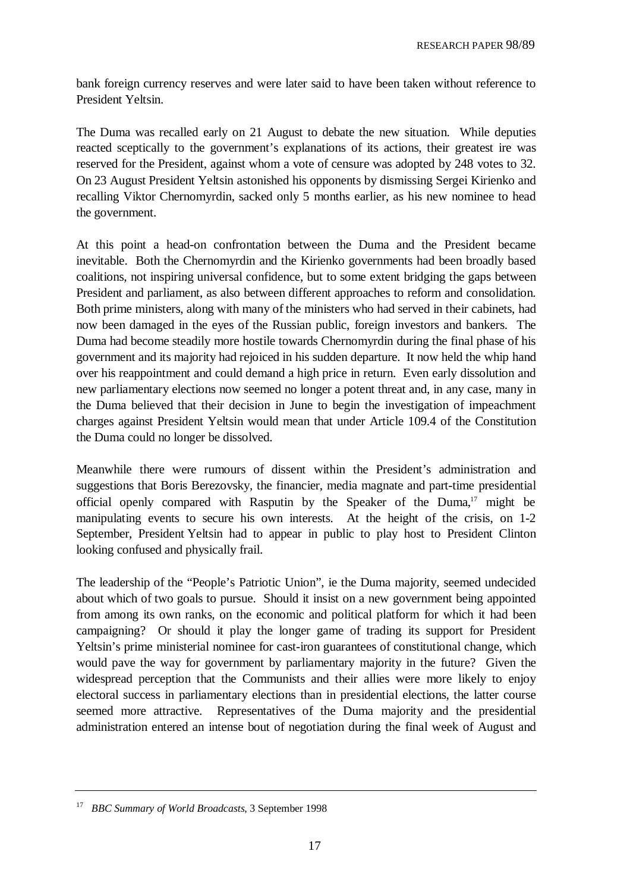bank foreign currency reserves and were later said to have been taken without reference to President Yeltsin.

The Duma was recalled early on 21 August to debate the new situation. While deputies reacted sceptically to the government's explanations of its actions, their greatest ire was reserved for the President, against whom a vote of censure was adopted by 248 votes to 32. On 23 August President Yeltsin astonished his opponents by dismissing Sergei Kirienko and recalling Viktor Chernomyrdin, sacked only 5 months earlier, as his new nominee to head the government.

At this point a head-on confrontation between the Duma and the President became inevitable. Both the Chernomyrdin and the Kirienko governments had been broadly based coalitions, not inspiring universal confidence, but to some extent bridging the gaps between President and parliament, as also between different approaches to reform and consolidation. Both prime ministers, along with many of the ministers who had served in their cabinets, had now been damaged in the eyes of the Russian public, foreign investors and bankers. The Duma had become steadily more hostile towards Chernomyrdin during the final phase of his government and its majority had rejoiced in his sudden departure. It now held the whip hand over his reappointment and could demand a high price in return. Even early dissolution and new parliamentary elections now seemed no longer a potent threat and, in any case, many in the Duma believed that their decision in June to begin the investigation of impeachment charges against President Yeltsin would mean that under Article 109.4 of the Constitution the Duma could no longer be dissolved.

Meanwhile there were rumours of dissent within the President's administration and suggestions that Boris Berezovsky, the financier, media magnate and part-time presidential official openly compared with Rasputin by the Speaker of the Duma,[17] might be manipulating events to secure his own interests. At the height of the crisis, on 1-2 September, President Yeltsin had to appear in public to play host to President Clinton looking confused and physically frail.

The leadership of the "People's Patriotic Union", ie the Duma majority, seemed undecided about which of two goals to pursue. Should it insist on a new government being appointed from among its own ranks, on the economic and political platform for which it had been campaigning? Or should it play the longer game of trading its support for President Yeltsin's prime ministerial nominee for cast-iron guarantees of constitutional change, which would pave the way for government by parliamentary majority in the future? Given the widespread perception that the Communists and their allies were more likely to enjoy electoral success in parliamentary elections than in presidential elections, the latter course seemed more attractive. Representatives of the Duma majority and the presidential administration entered an intense bout of negotiation during the final week of August and

---

[17] *BBC Summary of World Broadcasts*, 3 September 1998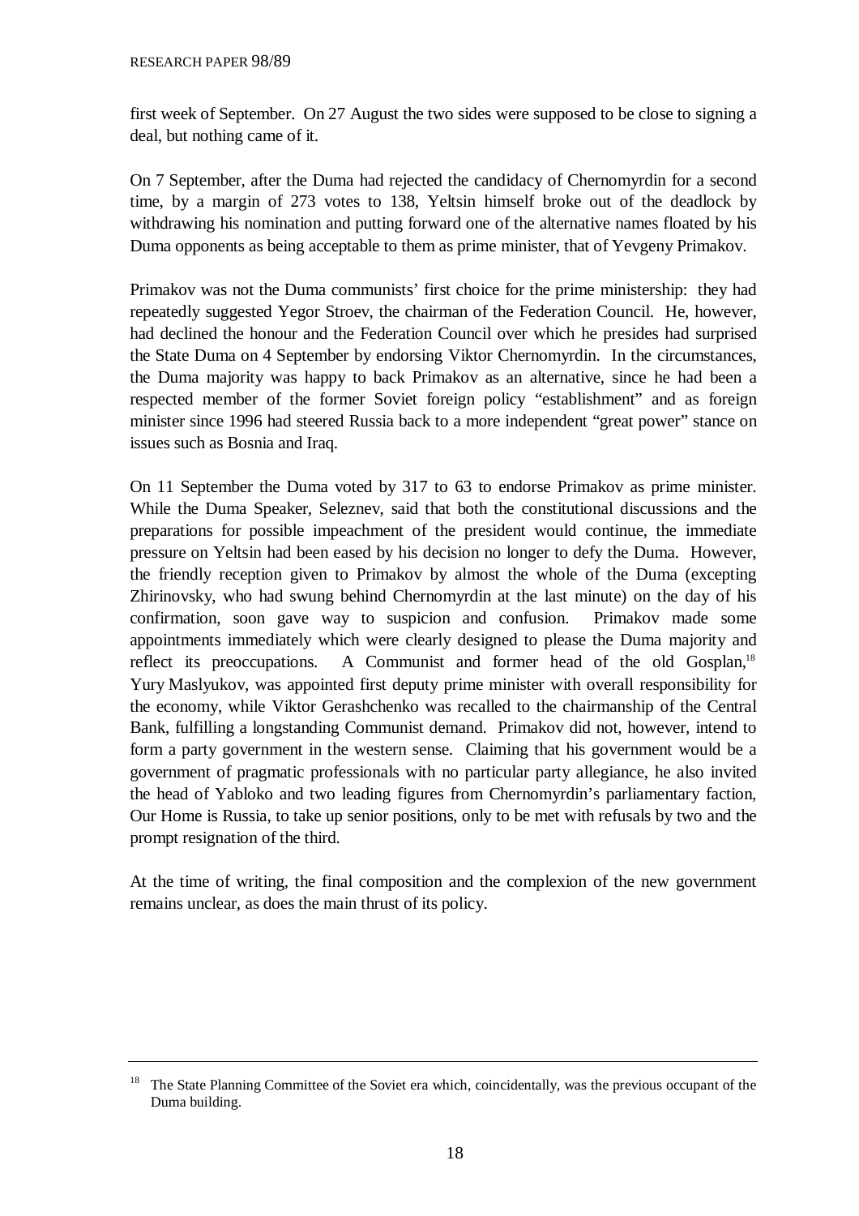first week of September. On 27 August the two sides were supposed to be close to signing a deal, but nothing came of it.

On 7 September, after the Duma had rejected the candidacy of Chernomyrdin for a second time, by a margin of 273 votes to 138, Yeltsin himself broke out of the deadlock by withdrawing his nomination and putting forward one of the alternative names floated by his Duma opponents as being acceptable to them as prime minister, that of Yevgeny Primakov.

Primakov was not the Duma communists' first choice for the prime ministership: they had repeatedly suggested Yegor Stroev, the chairman of the Federation Council. He, however, had declined the honour and the Federation Council over which he presides had surprised the State Duma on 4 September by endorsing Viktor Chernomyrdin. In the circumstances, the Duma majority was happy to back Primakov as an alternative, since he had been a respected member of the former Soviet foreign policy "establishment" and as foreign minister since 1996 had steered Russia back to a more independent "great power" stance on issues such as Bosnia and Iraq.

On 11 September the Duma voted by 317 to 63 to endorse Primakov as prime minister. While the Duma Speaker, Seleznev, said that both the constitutional discussions and the preparations for possible impeachment of the president would continue, the immediate pressure on Yeltsin had been eased by his decision no longer to defy the Duma. However, the friendly reception given to Primakov by almost the whole of the Duma (excepting Zhirinovsky, who had swung behind Chernomyrdin at the last minute) on the day of his confirmation, soon gave way to suspicion and confusion. Primakov made some appointments immediately which were clearly designed to please the Duma majority and reflect its preoccupations. A Communist and former head of the old Gosplan,[18] Yury Maslyukov, was appointed first deputy prime minister with overall responsibility for the economy, while Viktor Gerashchenko was recalled to the chairmanship of the Central Bank, fulfilling a longstanding Communist demand. Primakov did not, however, intend to form a party government in the western sense. Claiming that his government would be a government of pragmatic professionals with no particular party allegiance, he also invited the head of Yabloko and two leading figures from Chernomyrdin's parliamentary faction, Our Home is Russia, to take up senior positions, only to be met with refusals by two and the prompt resignation of the third.

At the time of writing, the final composition and the complexion of the new government remains unclear, as does the main thrust of its policy.

---

[18] The State Planning Committee of the Soviet era which, coincidentally, was the previous occupant of the Duma building.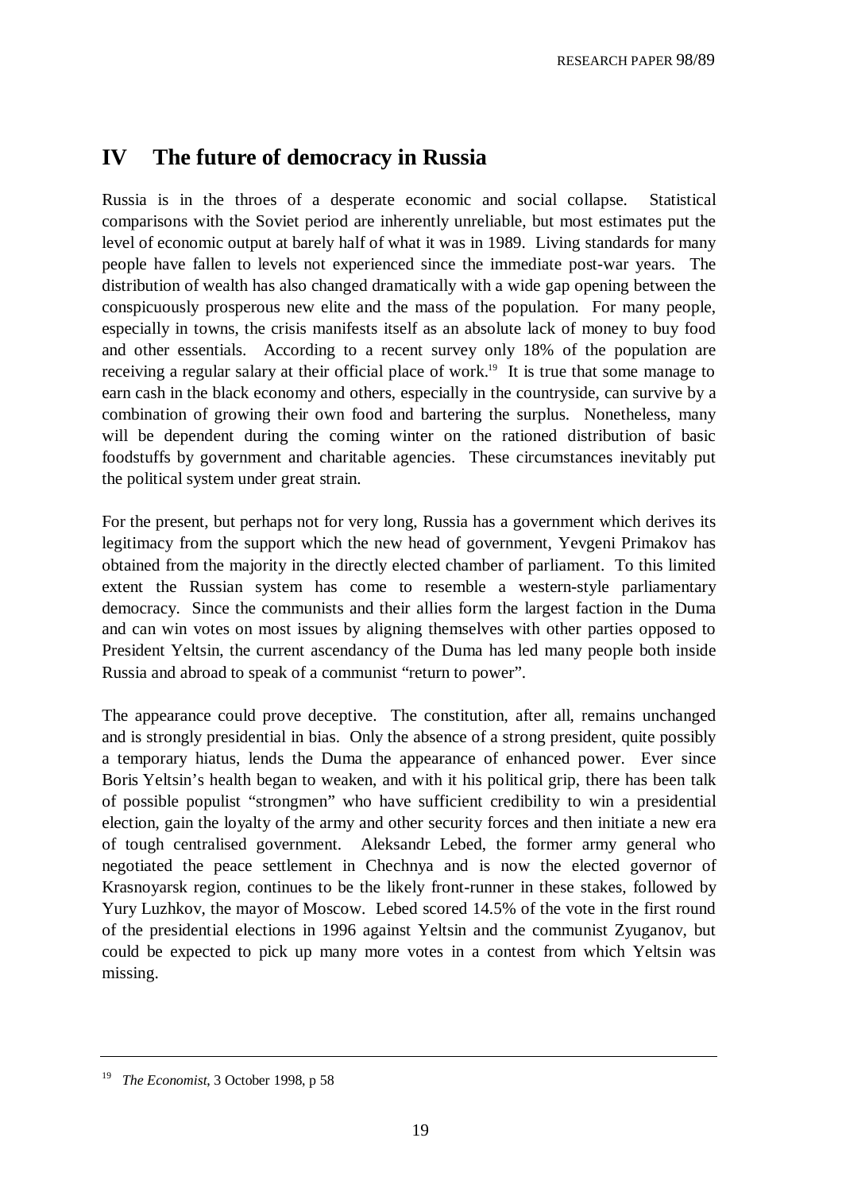# IV The future of democracy in Russia

Russia is in the throes of a desperate economic and social collapse. Statistical comparisons with the Soviet period are inherently unreliable, but most estimates put the level of economic output at barely half of what it was in 1989. Living standards for many people have fallen to levels not experienced since the immediate post-war years. The distribution of wealth has also changed dramatically with a wide gap opening between the conspicuously prosperous new elite and the mass of the population. For many people, especially in towns, the crisis manifests itself as an absolute lack of money to buy food and other essentials. According to a recent survey only 18% of the population are receiving a regular salary at their official place of work.[19] It is true that some manage to earn cash in the black economy and others, especially in the countryside, can survive by a combination of growing their own food and bartering the surplus. Nonetheless, many will be dependent during the coming winter on the rationed distribution of basic foodstuffs by government and charitable agencies. These circumstances inevitably put the political system under great strain.

For the present, but perhaps not for very long, Russia has a government which derives its legitimacy from the support which the new head of government, Yevgeni Primakov has obtained from the majority in the directly elected chamber of parliament. To this limited extent the Russian system has come to resemble a western-style parliamentary democracy. Since the communists and their allies form the largest faction in the Duma and can win votes on most issues by aligning themselves with other parties opposed to President Yeltsin, the current ascendancy of the Duma has led many people both inside Russia and abroad to speak of a communist "return to power".

The appearance could prove deceptive. The constitution, after all, remains unchanged and is strongly presidential in bias. Only the absence of a strong president, quite possibly a temporary hiatus, lends the Duma the appearance of enhanced power. Ever since Boris Yeltsin's health began to weaken, and with it his political grip, there has been talk of possible populist "strongmen" who have sufficient credibility to win a presidential election, gain the loyalty of the army and other security forces and then initiate a new era of tough centralised government. Aleksandr Lebed, the former army general who negotiated the peace settlement in Chechnya and is now the elected governor of Krasnoyarsk region, continues to be the likely front-runner in these stakes, followed by Yury Luzhkov, the mayor of Moscow. Lebed scored 14.5% of the vote in the first round of the presidential elections in 1996 against Yeltsin and the communist Zyuganov, but could be expected to pick up many more votes in a contest from which Yeltsin was missing.

---

[19] *The Economist*, 3 October 1998, p 58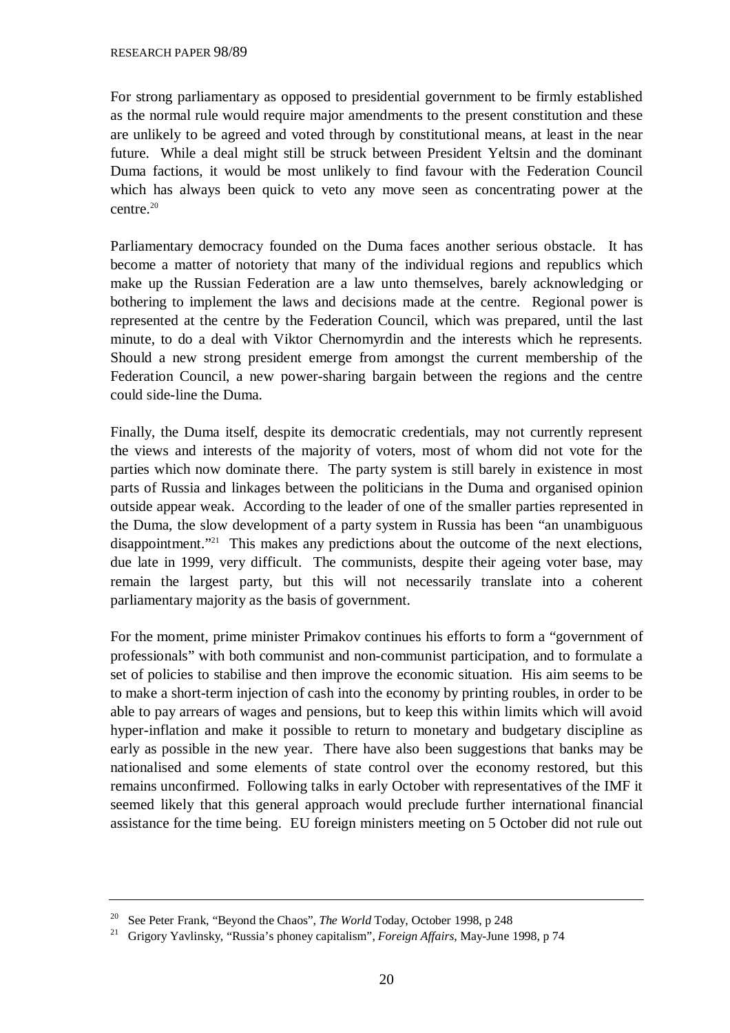For strong parliamentary as opposed to presidential government to be firmly established as the normal rule would require major amendments to the present constitution and these are unlikely to be agreed and voted through by constitutional means, at least in the near future. While a deal might still be struck between President Yeltsin and the dominant Duma factions, it would be most unlikely to find favour with the Federation Council which has always been quick to veto any move seen as concentrating power at the centre.[20]

Parliamentary democracy founded on the Duma faces another serious obstacle. It has become a matter of notoriety that many of the individual regions and republics which make up the Russian Federation are a law unto themselves, barely acknowledging or bothering to implement the laws and decisions made at the centre. Regional power is represented at the centre by the Federation Council, which was prepared, until the last minute, to do a deal with Viktor Chernomyrdin and the interests which he represents. Should a new strong president emerge from amongst the current membership of the Federation Council, a new power-sharing bargain between the regions and the centre could side-line the Duma.

Finally, the Duma itself, despite its democratic credentials, may not currently represent the views and interests of the majority of voters, most of whom did not vote for the parties which now dominate there. The party system is still barely in existence in most parts of Russia and linkages between the politicians in the Duma and organised opinion outside appear weak. According to the leader of one of the smaller parties represented in the Duma, the slow development of a party system in Russia has been "an unambiguous disappointment."[21] This makes any predictions about the outcome of the next elections, due late in 1999, very difficult. The communists, despite their ageing voter base, may remain the largest party, but this will not necessarily translate into a coherent parliamentary majority as the basis of government.

For the moment, prime minister Primakov continues his efforts to form a "government of professionals" with both communist and non-communist participation, and to formulate a set of policies to stabilise and then improve the economic situation. His aim seems to be to make a short-term injection of cash into the economy by printing roubles, in order to be able to pay arrears of wages and pensions, but to keep this within limits which will avoid hyper-inflation and make it possible to return to monetary and budgetary discipline as early as possible in the new year. There have also been suggestions that banks may be nationalised and some elements of state control over the economy restored, but this remains unconfirmed. Following talks in early October with representatives of the IMF it seemed likely that this general approach would preclude further international financial assistance for the time being. EU foreign ministers meeting on 5 October did not rule out

---

[20] See Peter Frank, "Beyond the Chaos", *The World* Today, October 1998, p 248

[21] Grigory Yavlinsky, "Russia's phoney capitalism", *Foreign Affairs*, May-June 1998, p 74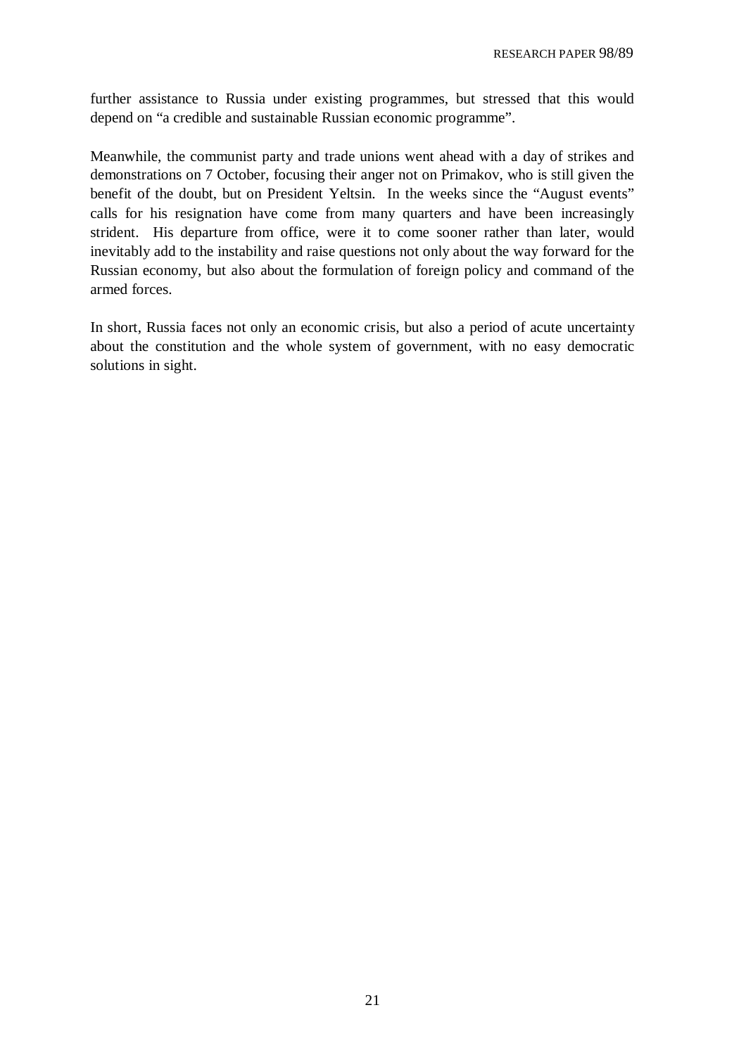further assistance to Russia under existing programmes, but stressed that this would depend on "a credible and sustainable Russian economic programme".

Meanwhile, the communist party and trade unions went ahead with a day of strikes and demonstrations on 7 October, focusing their anger not on Primakov, who is still given the benefit of the doubt, but on President Yeltsin. In the weeks since the "August events" calls for his resignation have come from many quarters and have been increasingly strident. His departure from office, were it to come sooner rather than later, would inevitably add to the instability and raise questions not only about the way forward for the Russian economy, but also about the formulation of foreign policy and command of the armed forces.

In short, Russia faces not only an economic crisis, but also a period of acute uncertainty about the constitution and the whole system of government, with no easy democratic solutions in sight.